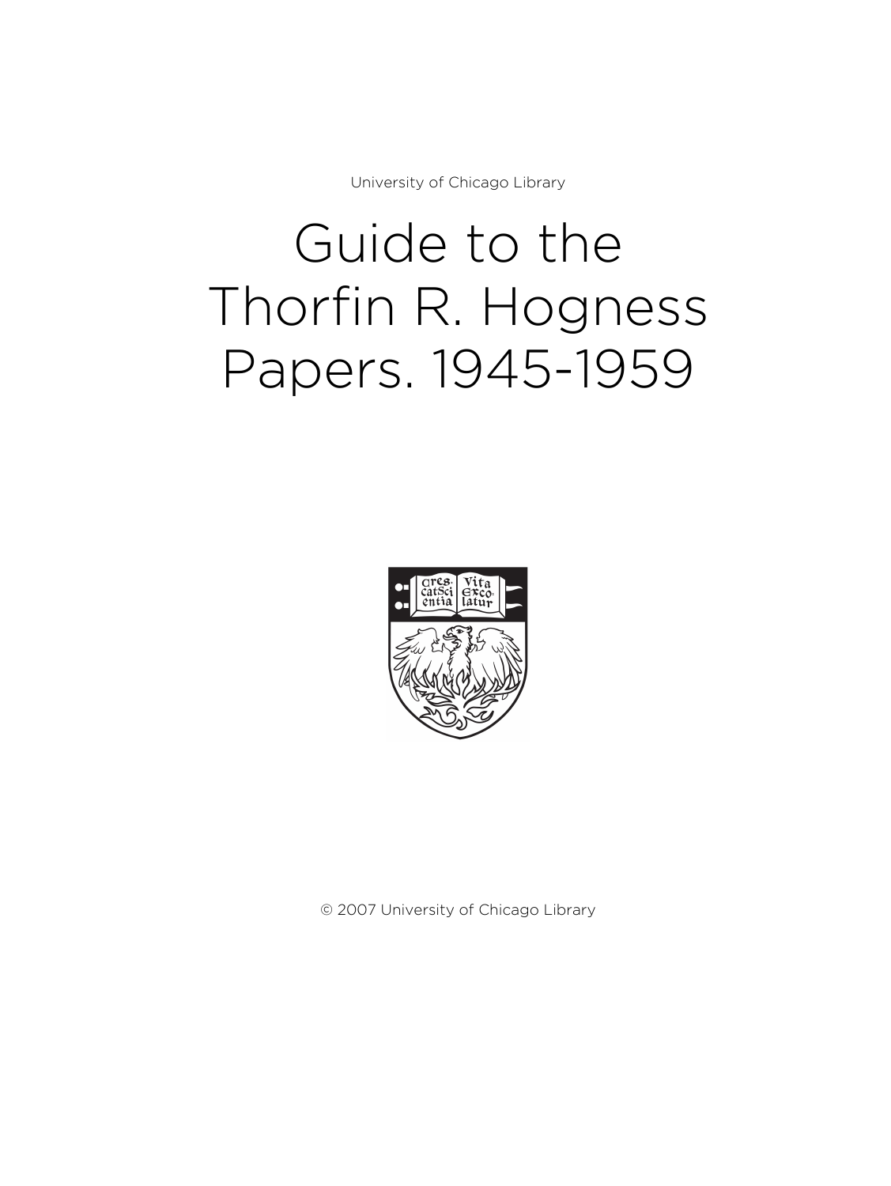University of Chicago Library

# Guide to the Thorfin R. Hogness Papers. 1945-1959

© 2007 University of Chicago Library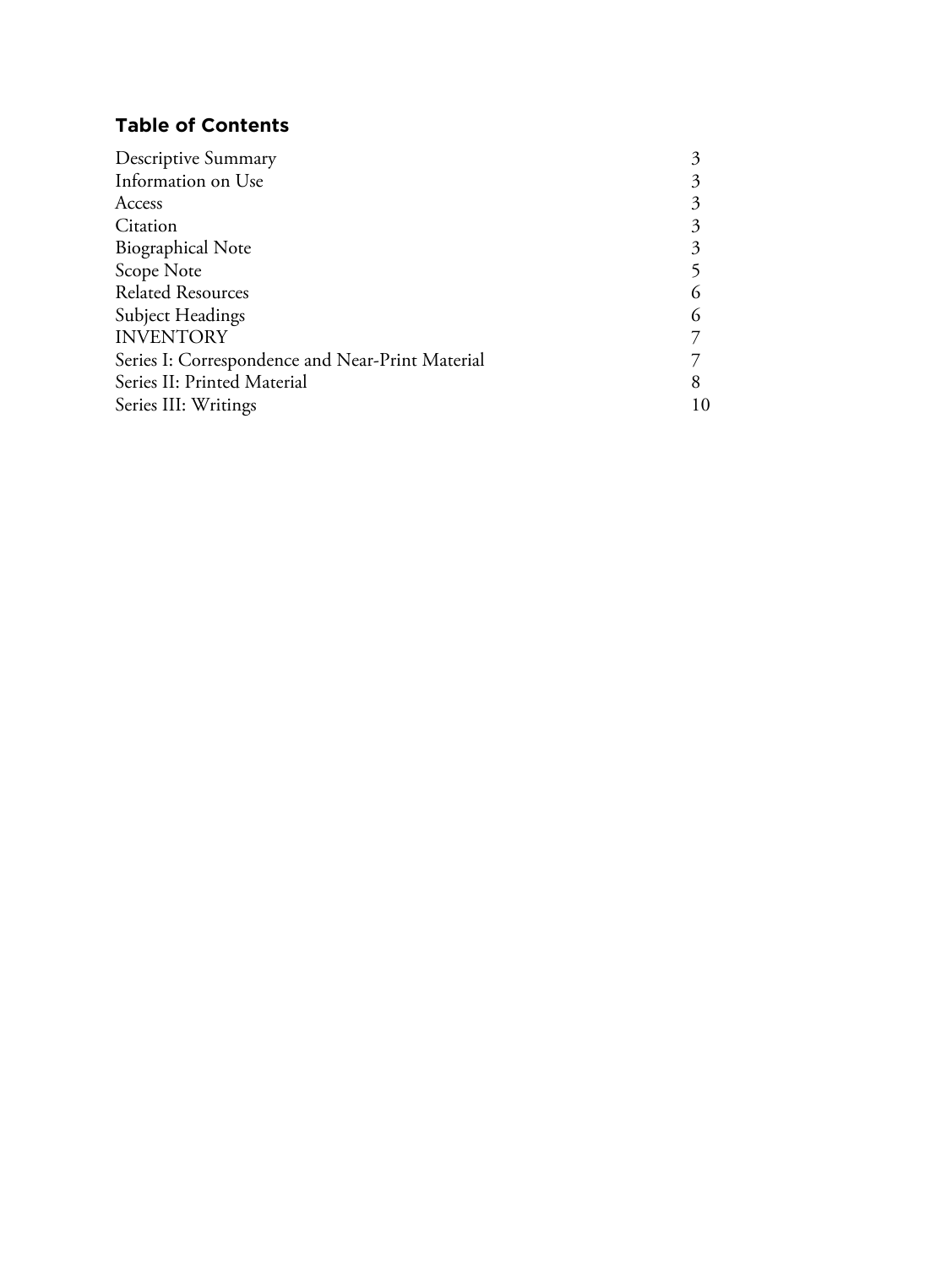## Table of Contents

| | |
|---|---|
| Descriptive Summary | 3 |
| Information on Use | 3 |
| Access | 3 |
| Citation | 3 |
| Biographical Note | 3 |
| Scope Note | 5 |
| Related Resources | 6 |
| Subject Headings | 6 |
| INVENTORY | 7 |
| Series I: Correspondence and Near-Print Material | 7 |
| Series II: Printed Material | 8 |
| Series III: Writings | 10 |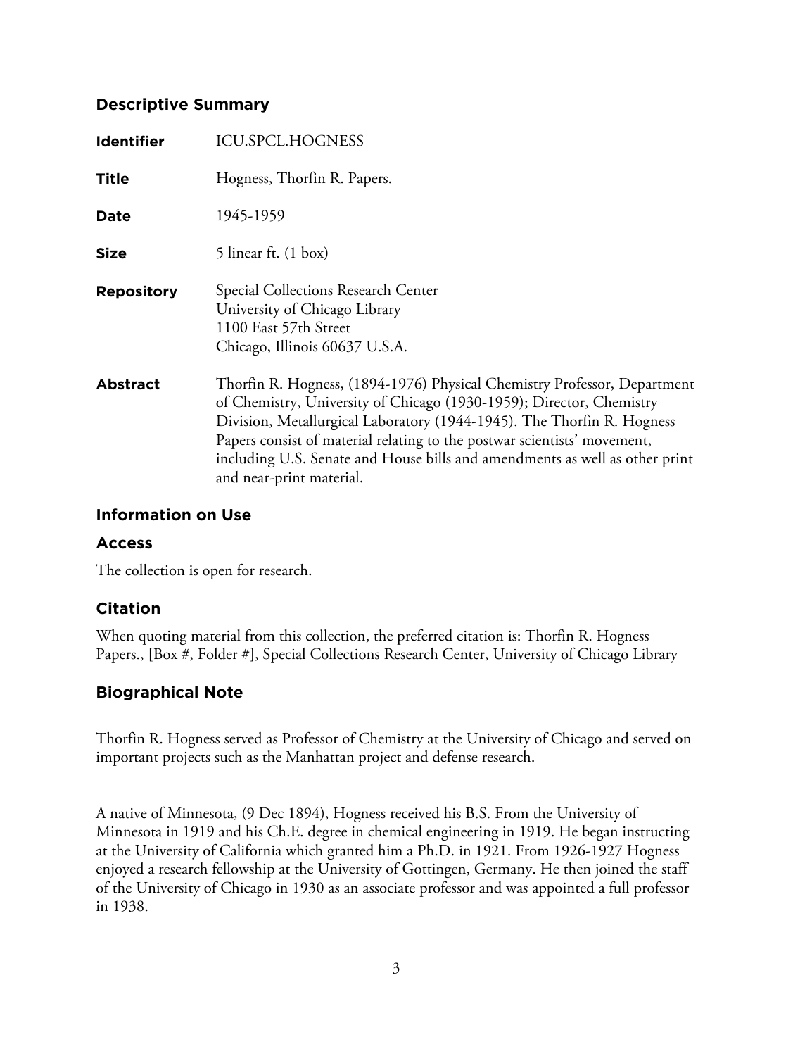## Descriptive Summary

| | |
|---|---|
| **Identifier** | ICU.SPCL.HOGNESS |
| **Title** | Hogness, Thorfin R. Papers. |
| **Date** | 1945-1959 |
| **Size** | 5 linear ft. (1 box) |
| **Repository** | Special Collections Research Center<br>University of Chicago Library<br>1100 East 57th Street<br>Chicago, Illinois 60637 U.S.A. |
| **Abstract** | Thorfin R. Hogness, (1894-1976) Physical Chemistry Professor, Department of Chemistry, University of Chicago (1930-1959); Director, Chemistry Division, Metallurgical Laboratory (1944-1945). The Thorfin R. Hogness Papers consist of material relating to the postwar scientists' movement, including U.S. Senate and House bills and amendments as well as other print and near-print material. |

## Information on Use

### Access

The collection is open for research.

### Citation

When quoting material from this collection, the preferred citation is: Thorfin R. Hogness Papers., [Box #, Folder #], Special Collections Research Center, University of Chicago Library

## Biographical Note

Thorfin R. Hogness served as Professor of Chemistry at the University of Chicago and served on important projects such as the Manhattan project and defense research.

A native of Minnesota, (9 Dec 1894), Hogness received his B.S. From the University of Minnesota in 1919 and his Ch.E. degree in chemical engineering in 1919. He began instructing at the University of California which granted him a Ph.D. in 1921. From 1926-1927 Hogness enjoyed a research fellowship at the University of Gottingen, Germany. He then joined the staff of the University of Chicago in 1930 as an associate professor and was appointed a full professor in 1938.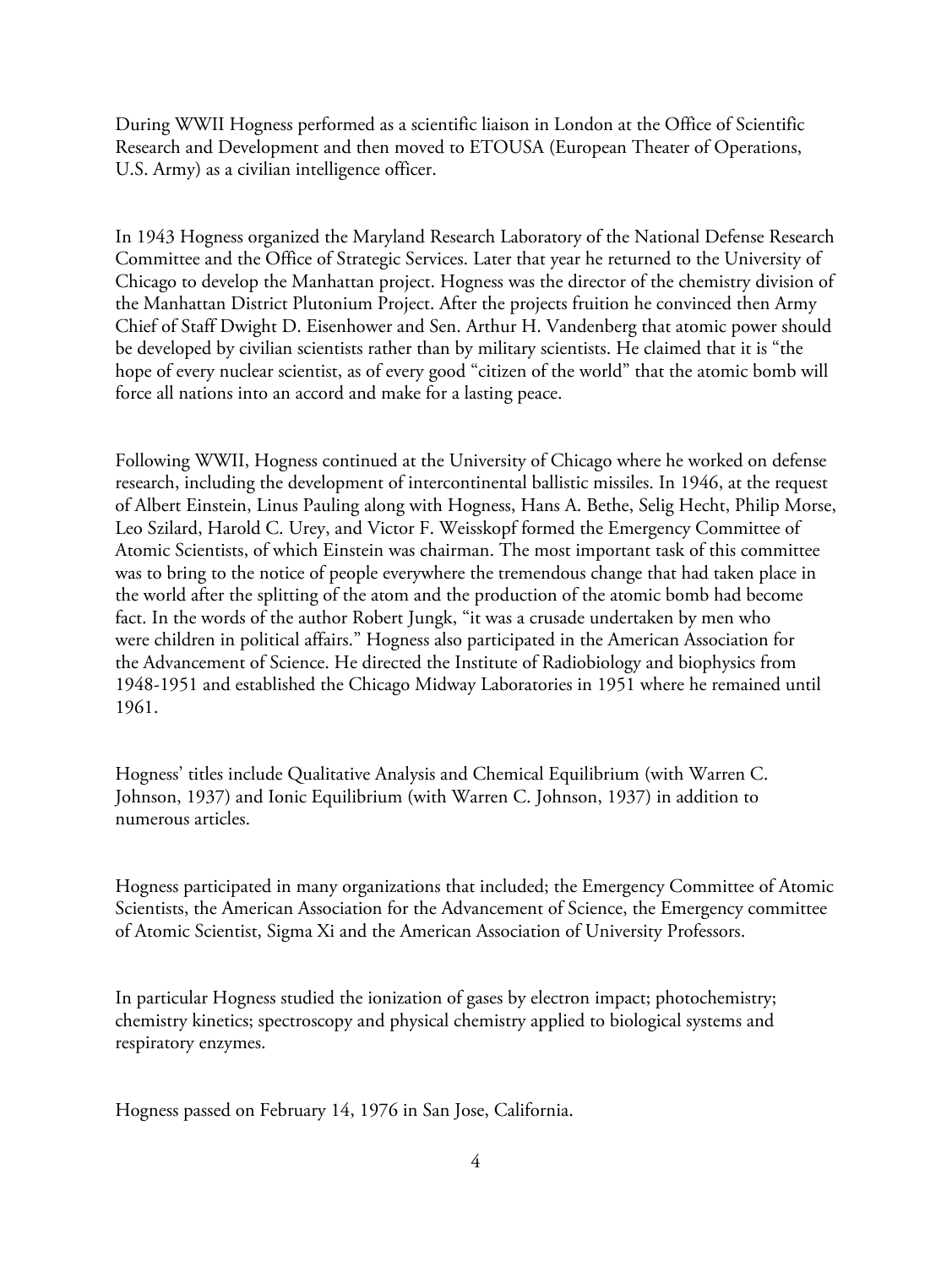During WWII Hogness performed as a scientific liaison in London at the Office of Scientific Research and Development and then moved to ETOUSA (European Theater of Operations, U.S. Army) as a civilian intelligence officer.

In 1943 Hogness organized the Maryland Research Laboratory of the National Defense Research Committee and the Office of Strategic Services. Later that year he returned to the University of Chicago to develop the Manhattan project. Hogness was the director of the chemistry division of the Manhattan District Plutonium Project. After the projects fruition he convinced then Army Chief of Staff Dwight D. Eisenhower and Sen. Arthur H. Vandenberg that atomic power should be developed by civilian scientists rather than by military scientists. He claimed that it is "the hope of every nuclear scientist, as of every good "citizen of the world" that the atomic bomb will force all nations into an accord and make for a lasting peace.

Following WWII, Hogness continued at the University of Chicago where he worked on defense research, including the development of intercontinental ballistic missiles. In 1946, at the request of Albert Einstein, Linus Pauling along with Hogness, Hans A. Bethe, Selig Hecht, Philip Morse, Leo Szilard, Harold C. Urey, and Victor F. Weisskopf formed the Emergency Committee of Atomic Scientists, of which Einstein was chairman. The most important task of this committee was to bring to the notice of people everywhere the tremendous change that had taken place in the world after the splitting of the atom and the production of the atomic bomb had become fact. In the words of the author Robert Jungk, "it was a crusade undertaken by men who were children in political affairs." Hogness also participated in the American Association for the Advancement of Science. He directed the Institute of Radiobiology and biophysics from 1948-1951 and established the Chicago Midway Laboratories in 1951 where he remained until 1961.

Hogness' titles include Qualitative Analysis and Chemical Equilibrium (with Warren C. Johnson, 1937) and Ionic Equilibrium (with Warren C. Johnson, 1937) in addition to numerous articles.

Hogness participated in many organizations that included; the Emergency Committee of Atomic Scientists, the American Association for the Advancement of Science, the Emergency committee of Atomic Scientist, Sigma Xi and the American Association of University Professors.

In particular Hogness studied the ionization of gases by electron impact; photochemistry; chemistry kinetics; spectroscopy and physical chemistry applied to biological systems and respiratory enzymes.

Hogness passed on February 14, 1976 in San Jose, California.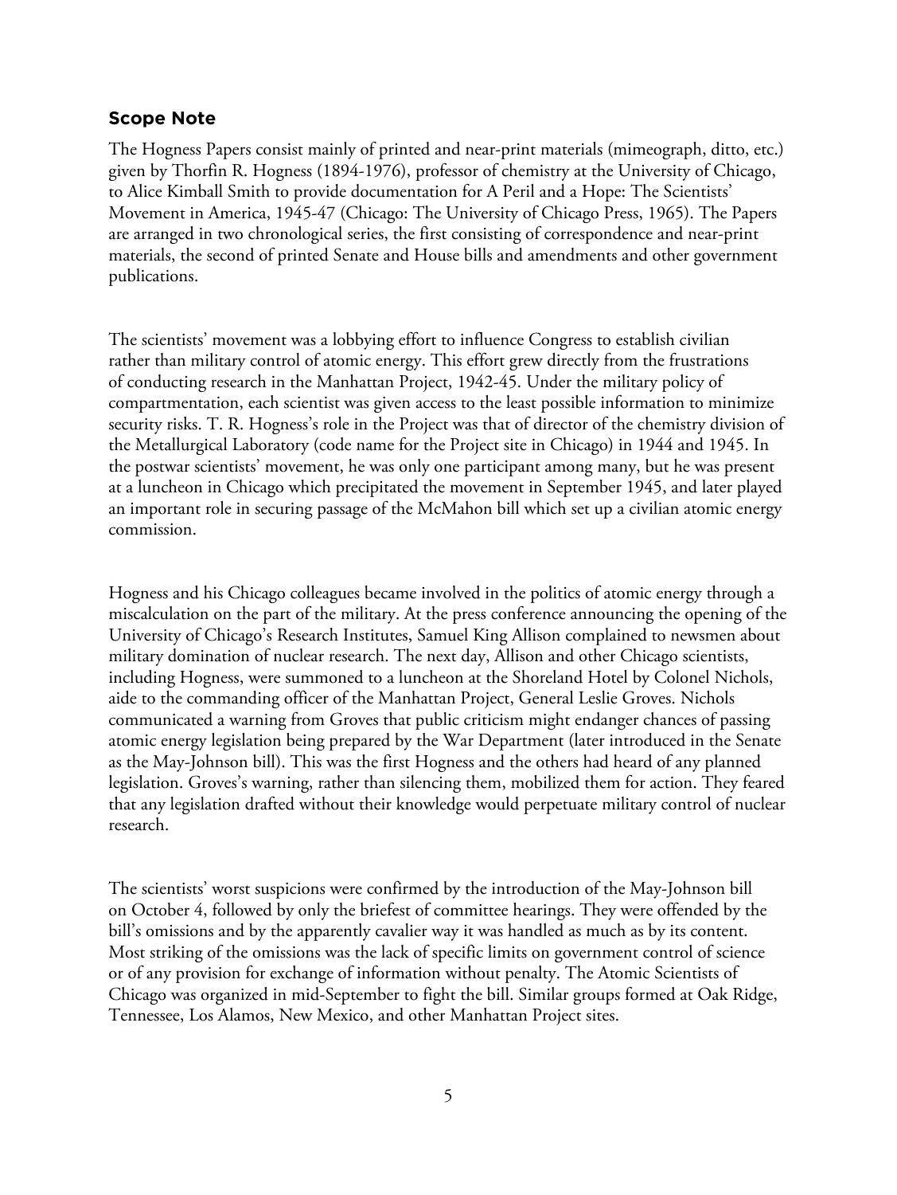## Scope Note

The Hogness Papers consist mainly of printed and near-print materials (mimeograph, ditto, etc.) given by Thorfin R. Hogness (1894-1976), professor of chemistry at the University of Chicago, to Alice Kimball Smith to provide documentation for A Peril and a Hope: The Scientists' Movement in America, 1945-47 (Chicago: The University of Chicago Press, 1965). The Papers are arranged in two chronological series, the first consisting of correspondence and near-print materials, the second of printed Senate and House bills and amendments and other government publications.

The scientists' movement was a lobbying effort to influence Congress to establish civilian rather than military control of atomic energy. This effort grew directly from the frustrations of conducting research in the Manhattan Project, 1942-45. Under the military policy of compartmentation, each scientist was given access to the least possible information to minimize security risks. T. R. Hogness's role in the Project was that of director of the chemistry division of the Metallurgical Laboratory (code name for the Project site in Chicago) in 1944 and 1945. In the postwar scientists' movement, he was only one participant among many, but he was present at a luncheon in Chicago which precipitated the movement in September 1945, and later played an important role in securing passage of the McMahon bill which set up a civilian atomic energy commission.

Hogness and his Chicago colleagues became involved in the politics of atomic energy through a miscalculation on the part of the military. At the press conference announcing the opening of the University of Chicago's Research Institutes, Samuel King Allison complained to newsmen about military domination of nuclear research. The next day, Allison and other Chicago scientists, including Hogness, were summoned to a luncheon at the Shoreland Hotel by Colonel Nichols, aide to the commanding officer of the Manhattan Project, General Leslie Groves. Nichols communicated a warning from Groves that public criticism might endanger chances of passing atomic energy legislation being prepared by the War Department (later introduced in the Senate as the May-Johnson bill). This was the first Hogness and the others had heard of any planned legislation. Groves's warning, rather than silencing them, mobilized them for action. They feared that any legislation drafted without their knowledge would perpetuate military control of nuclear research.

The scientists' worst suspicions were confirmed by the introduction of the May-Johnson bill on October 4, followed by only the briefest of committee hearings. They were offended by the bill's omissions and by the apparently cavalier way it was handled as much as by its content. Most striking of the omissions was the lack of specific limits on government control of science or of any provision for exchange of information without penalty. The Atomic Scientists of Chicago was organized in mid-September to fight the bill. Similar groups formed at Oak Ridge, Tennessee, Los Alamos, New Mexico, and other Manhattan Project sites.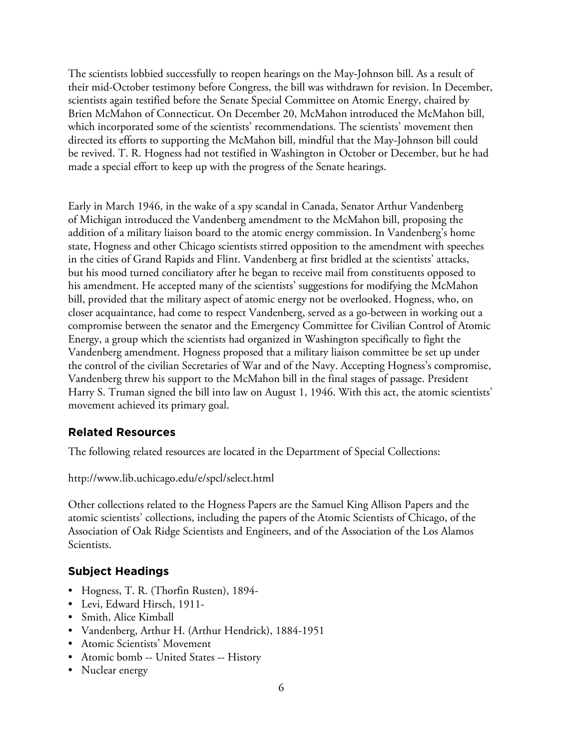The scientists lobbied successfully to reopen hearings on the May-Johnson bill. As a result of their mid-October testimony before Congress, the bill was withdrawn for revision. In December, scientists again testified before the Senate Special Committee on Atomic Energy, chaired by Brien McMahon of Connecticut. On December 20, McMahon introduced the McMahon bill, which incorporated some of the scientists' recommendations. The scientists' movement then directed its efforts to supporting the McMahon bill, mindful that the May-Johnson bill could be revived. T. R. Hogness had not testified in Washington in October or December, but he had made a special effort to keep up with the progress of the Senate hearings.

Early in March 1946, in the wake of a spy scandal in Canada, Senator Arthur Vandenberg of Michigan introduced the Vandenberg amendment to the McMahon bill, proposing the addition of a military liaison board to the atomic energy commission. In Vandenberg's home state, Hogness and other Chicago scientists stirred opposition to the amendment with speeches in the cities of Grand Rapids and Flint. Vandenberg at first bridled at the scientists' attacks, but his mood turned conciliatory after he began to receive mail from constituents opposed to his amendment. He accepted many of the scientists' suggestions for modifying the McMahon bill, provided that the military aspect of atomic energy not be overlooked. Hogness, who, on closer acquaintance, had come to respect Vandenberg, served as a go-between in working out a compromise between the senator and the Emergency Committee for Civilian Control of Atomic Energy, a group which the scientists had organized in Washington specifically to fight the Vandenberg amendment. Hogness proposed that a military liaison committee be set up under the control of the civilian Secretaries of War and of the Navy. Accepting Hogness's compromise, Vandenberg threw his support to the McMahon bill in the final stages of passage. President Harry S. Truman signed the bill into law on August 1, 1946. With this act, the atomic scientists' movement achieved its primary goal.

## Related Resources

The following related resources are located in the Department of Special Collections:

http://www.lib.uchicago.edu/e/spcl/select.html

Other collections related to the Hogness Papers are the Samuel King Allison Papers and the atomic scientists' collections, including the papers of the Atomic Scientists of Chicago, of the Association of Oak Ridge Scientists and Engineers, and of the Association of the Los Alamos Scientists.

## Subject Headings

- Hogness, T. R. (Thorfin Rusten), 1894-
- Levi, Edward Hirsch, 1911-
- Smith, Alice Kimball
- Vandenberg, Arthur H. (Arthur Hendrick), 1884-1951
- Atomic Scientists' Movement
- Atomic bomb -- United States -- History
- Nuclear energy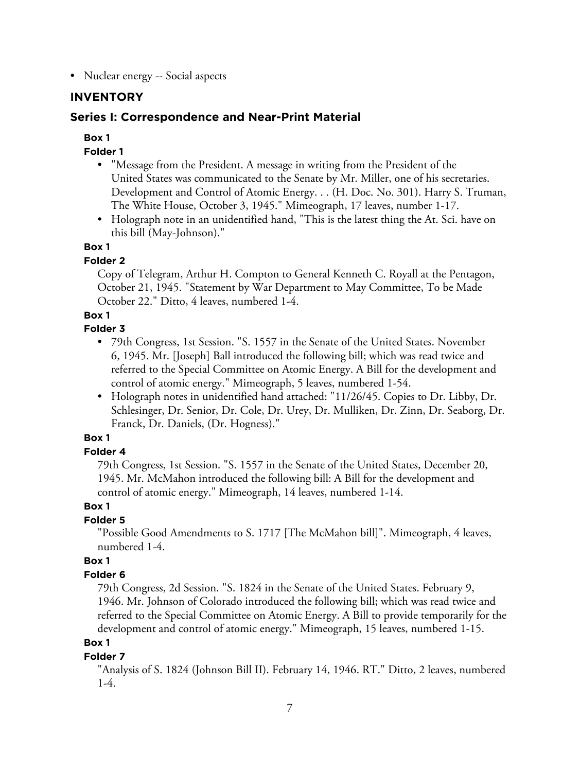- Nuclear energy -- Social aspects

## INVENTORY

### Series I: Correspondence and Near-Print Material

**Box 1**

**Folder 1**

- "Message from the President. A message in writing from the President of the United States was communicated to the Senate by Mr. Miller, one of his secretaries. Development and Control of Atomic Energy. . . (H. Doc. No. 301). Harry S. Truman, The White House, October 3, 1945." Mimeograph, 17 leaves, number 1-17.
- Holograph note in an unidentified hand, "This is the latest thing the At. Sci. have on this bill (May-Johnson)."

**Box 1**

**Folder 2**

Copy of Telegram, Arthur H. Compton to General Kenneth C. Royall at the Pentagon, October 21, 1945. "Statement by War Department to May Committee, To be Made October 22." Ditto, 4 leaves, numbered 1-4.

**Box 1**

**Folder 3**

- 79th Congress, 1st Session. "S. 1557 in the Senate of the United States. November 6, 1945. Mr. [Joseph] Ball introduced the following bill; which was read twice and referred to the Special Committee on Atomic Energy. A Bill for the development and control of atomic energy." Mimeograph, 5 leaves, numbered 1-54.
- Holograph notes in unidentified hand attached: "11/26/45. Copies to Dr. Libby, Dr. Schlesinger, Dr. Senior, Dr. Cole, Dr. Urey, Dr. Mulliken, Dr. Zinn, Dr. Seaborg, Dr. Franck, Dr. Daniels, (Dr. Hogness)."

**Box 1**

**Folder 4**

79th Congress, 1st Session. "S. 1557 in the Senate of the United States, December 20, 1945. Mr. McMahon introduced the following bill: A Bill for the development and control of atomic energy." Mimeograph, 14 leaves, numbered 1-14.

**Box 1**

**Folder 5**

"Possible Good Amendments to S. 1717 [The McMahon bill]". Mimeograph, 4 leaves, numbered 1-4.

**Box 1**

**Folder 6**

79th Congress, 2d Session. "S. 1824 in the Senate of the United States. February 9, 1946. Mr. Johnson of Colorado introduced the following bill; which was read twice and referred to the Special Committee on Atomic Energy. A Bill to provide temporarily for the development and control of atomic energy." Mimeograph, 15 leaves, numbered 1-15.

**Box 1**

**Folder 7**

"Analysis of S. 1824 (Johnson Bill II). February 14, 1946. RT." Ditto, 2 leaves, numbered 1-4.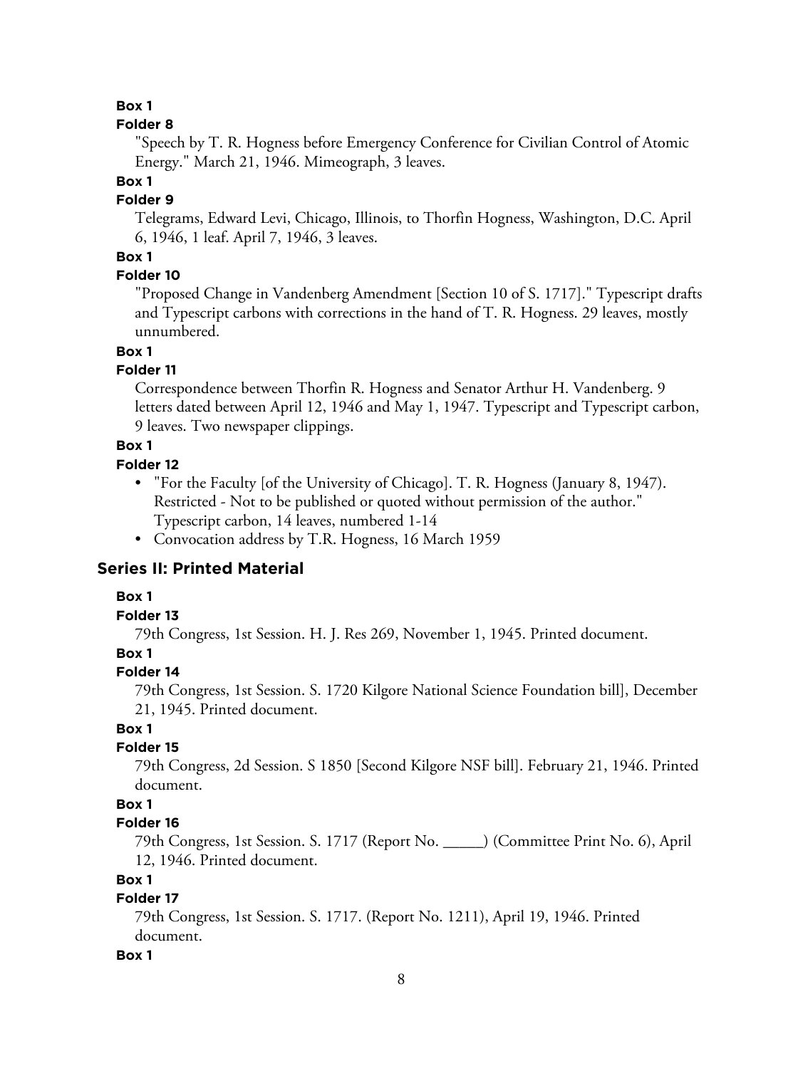**Box 1**

**Folder 8**

"Speech by T. R. Hogness before Emergency Conference for Civilian Control of Atomic Energy." March 21, 1946. Mimeograph, 3 leaves.

**Box 1**

**Folder 9**

Telegrams, Edward Levi, Chicago, Illinois, to Thorfin Hogness, Washington, D.C. April 6, 1946, 1 leaf. April 7, 1946, 3 leaves.

**Box 1**

**Folder 10**

"Proposed Change in Vandenberg Amendment [Section 10 of S. 1717]." Typescript drafts and Typescript carbons with corrections in the hand of T. R. Hogness. 29 leaves, mostly unnumbered.

**Box 1**

**Folder 11**

Correspondence between Thorfin R. Hogness and Senator Arthur H. Vandenberg. 9 letters dated between April 12, 1946 and May 1, 1947. Typescript and Typescript carbon, 9 leaves. Two newspaper clippings.

**Box 1**

**Folder 12**

- "For the Faculty [of the University of Chicago]. T. R. Hogness (January 8, 1947). Restricted - Not to be published or quoted without permission of the author." Typescript carbon, 14 leaves, numbered 1-14
- Convocation address by T.R. Hogness, 16 March 1959

## Series II: Printed Material

**Box 1**

**Folder 13**

79th Congress, 1st Session. H. J. Res 269, November 1, 1945. Printed document.

**Box 1**

**Folder 14**

79th Congress, 1st Session. S. 1720 Kilgore National Science Foundation bill], December 21, 1945. Printed document.

**Box 1**

**Folder 15**

79th Congress, 2d Session. S 1850 [Second Kilgore NSF bill]. February 21, 1946. Printed document.

**Box 1**

**Folder 16**

79th Congress, 1st Session. S. 1717 (Report No. _____) (Committee Print No. 6), April 12, 1946. Printed document.

**Box 1**

**Folder 17**

79th Congress, 1st Session. S. 1717. (Report No. 1211), April 19, 1946. Printed document.

**Box 1**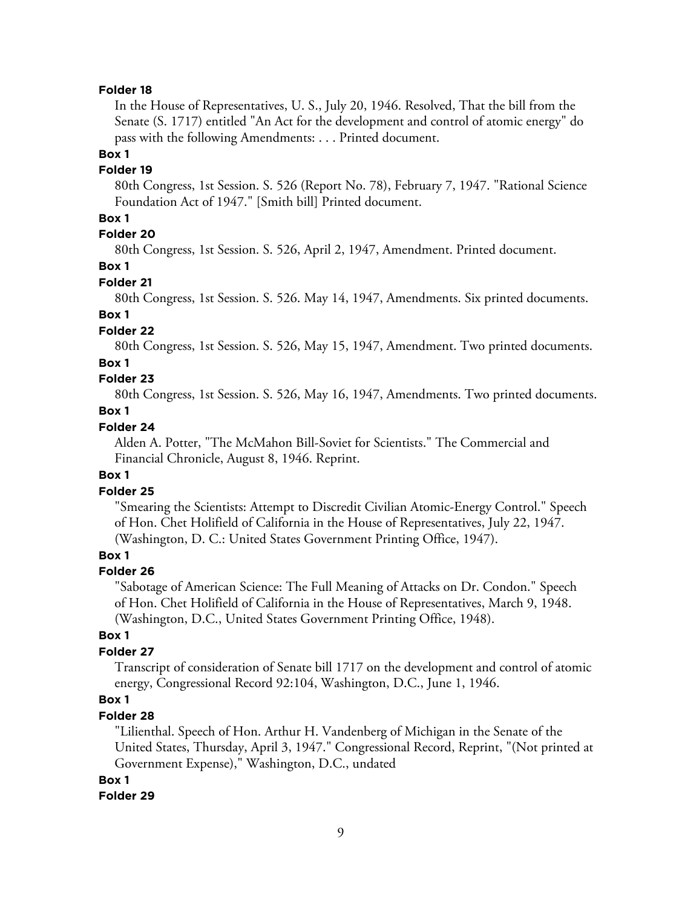**Folder 18**

In the House of Representatives, U. S., July 20, 1946. Resolved, That the bill from the Senate (S. 1717) entitled "An Act for the development and control of atomic energy" do pass with the following Amendments: . . . Printed document.

**Box 1**

**Folder 19**

80th Congress, 1st Session. S. 526 (Report No. 78), February 7, 1947. "Rational Science Foundation Act of 1947." [Smith bill] Printed document.

**Box 1**

**Folder 20**

80th Congress, 1st Session. S. 526, April 2, 1947, Amendment. Printed document.

**Box 1**

**Folder 21**

80th Congress, 1st Session. S. 526. May 14, 1947, Amendments. Six printed documents.

**Box 1**

**Folder 22**

80th Congress, 1st Session. S. 526, May 15, 1947, Amendment. Two printed documents.

**Box 1**

**Folder 23**

80th Congress, 1st Session. S. 526, May 16, 1947, Amendments. Two printed documents.

**Box 1**

**Folder 24**

Alden A. Potter, "The McMahon Bill-Soviet for Scientists." The Commercial and Financial Chronicle, August 8, 1946. Reprint.

**Box 1**

**Folder 25**

"Smearing the Scientists: Attempt to Discredit Civilian Atomic-Energy Control." Speech of Hon. Chet Holifield of California in the House of Representatives, July 22, 1947. (Washington, D. C.: United States Government Printing Office, 1947).

**Box 1**

**Folder 26**

"Sabotage of American Science: The Full Meaning of Attacks on Dr. Condon." Speech of Hon. Chet Holifield of California in the House of Representatives, March 9, 1948. (Washington, D.C., United States Government Printing Office, 1948).

**Box 1**

**Folder 27**

Transcript of consideration of Senate bill 1717 on the development and control of atomic energy, Congressional Record 92:104, Washington, D.C., June 1, 1946.

**Box 1**

**Folder 28**

"Lilienthal. Speech of Hon. Arthur H. Vandenberg of Michigan in the Senate of the United States, Thursday, April 3, 1947." Congressional Record, Reprint, "(Not printed at Government Expense)," Washington, D.C., undated

**Box 1**

**Folder 29**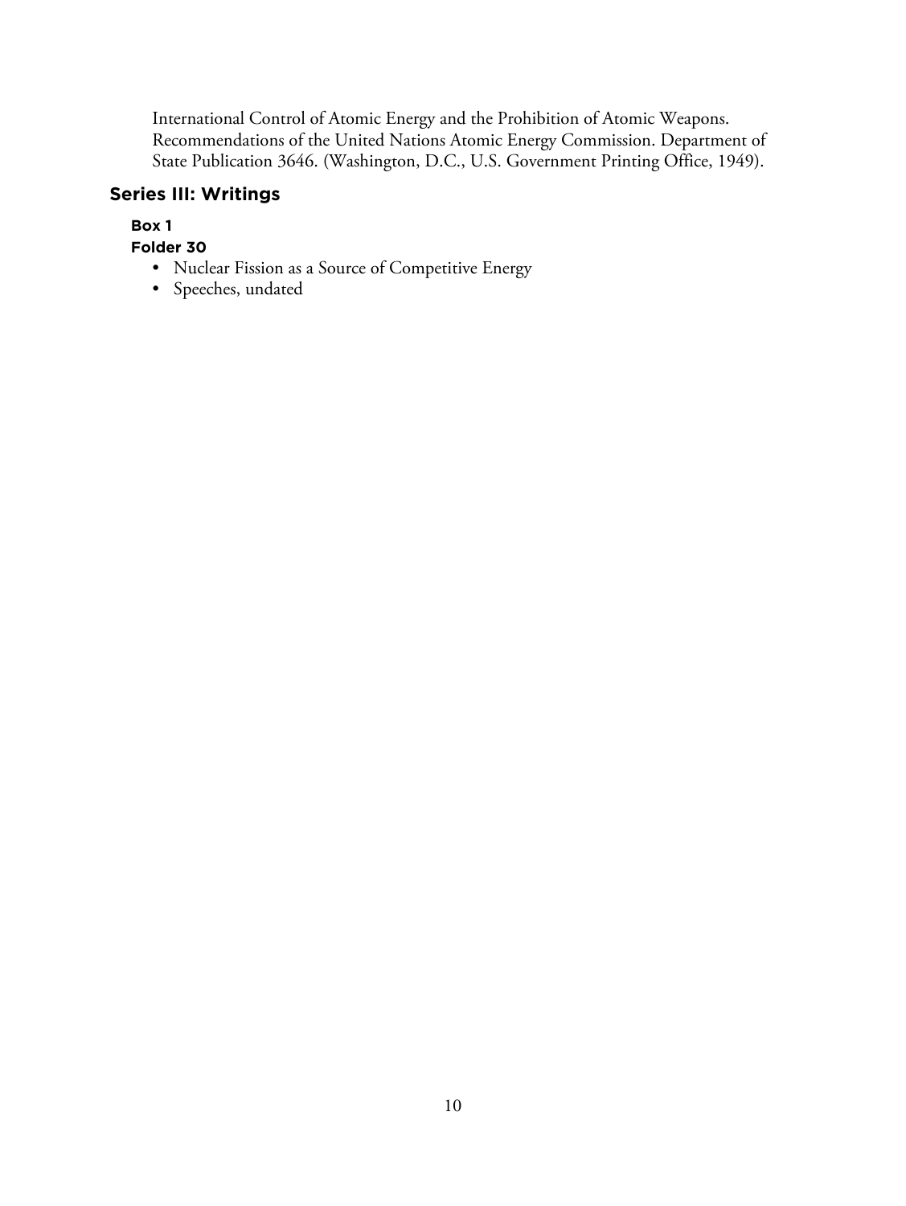International Control of Atomic Energy and the Prohibition of Atomic Weapons. Recommendations of the United Nations Atomic Energy Commission. Department of State Publication 3646. (Washington, D.C., U.S. Government Printing Office, 1949).

## Series III: Writings

**Box 1**

**Folder 30**

- Nuclear Fission as a Source of Competitive Energy
- Speeches, undated